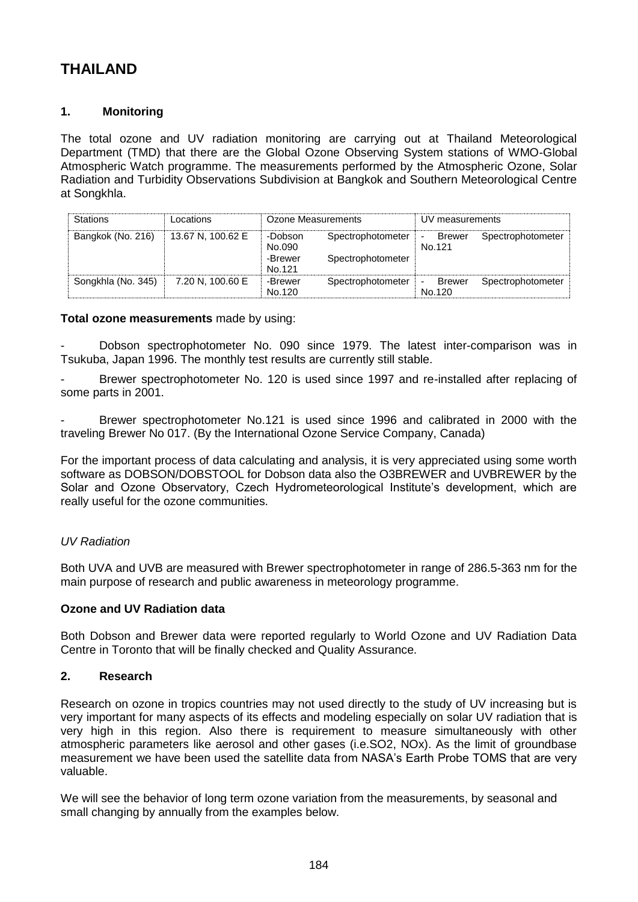# THAILAND

## 1. Monitoring

The total ozone and UV radiation monitoring are carrying out at Thailand Meteorological Department (TMD) that there are the Global Ozone Observing System stations of WMO-Global Atmospheric Watch programme. The measurements performed by the Atmospheric Ozone, Solar Radiation and Turbidity Observations Subdivision at Bangkok and Southern Meteorological Centre at Songkhla.

| Stations | Locations | Ozone Measurements | UV measurements |
|---|---|---|---|
| Bangkok (No. 216) | 13.67 N, 100.62 E | -Dobson Spectrophotometer No.090<br>-Brewer Spectrophotometer No.121 | - Brewer Spectrophotometer No.121 |
| Songkhla (No. 345) | 7.20 N, 100.60 E | -Brewer Spectrophotometer No.120 | - Brewer Spectrophotometer No.120 |

**Total ozone measurements** made by using:

- Dobson spectrophotometer No. 090 since 1979. The latest inter-comparison was in Tsukuba, Japan 1996. The monthly test results are currently still stable.
- Brewer spectrophotometer No. 120 is used since 1997 and re-installed after replacing of some parts in 2001.
- Brewer spectrophotometer No.121 is used since 1996 and calibrated in 2000 with the traveling Brewer No 017. (By the International Ozone Service Company, Canada)

For the important process of data calculating and analysis, it is very appreciated using some worth software as DOBSON/DOBSTOOL for Dobson data also the O3BREWER and UVBREWER by the Solar and Ozone Observatory, Czech Hydrometeorological Institute's development, which are really useful for the ozone communities.

*UV Radiation*

Both UVA and UVB are measured with Brewer spectrophotometer in range of 286.5-363 nm for the main purpose of research and public awareness in meteorology programme.

**Ozone and UV Radiation data**

Both Dobson and Brewer data were reported regularly to World Ozone and UV Radiation Data Centre in Toronto that will be finally checked and Quality Assurance.

## 2. Research

Research on ozone in tropics countries may not used directly to the study of UV increasing but is very important for many aspects of its effects and modeling especially on solar UV radiation that is very high in this region. Also there is requirement to measure simultaneously with other atmospheric parameters like aerosol and other gases (i.e.$SO_2$, $NO_x$). As the limit of groundbase measurement we have been used the satellite data from NASA's Earth Probe TOMS that are very valuable.

We will see the behavior of long term ozone variation from the measurements, by seasonal and small changing by annually from the examples below.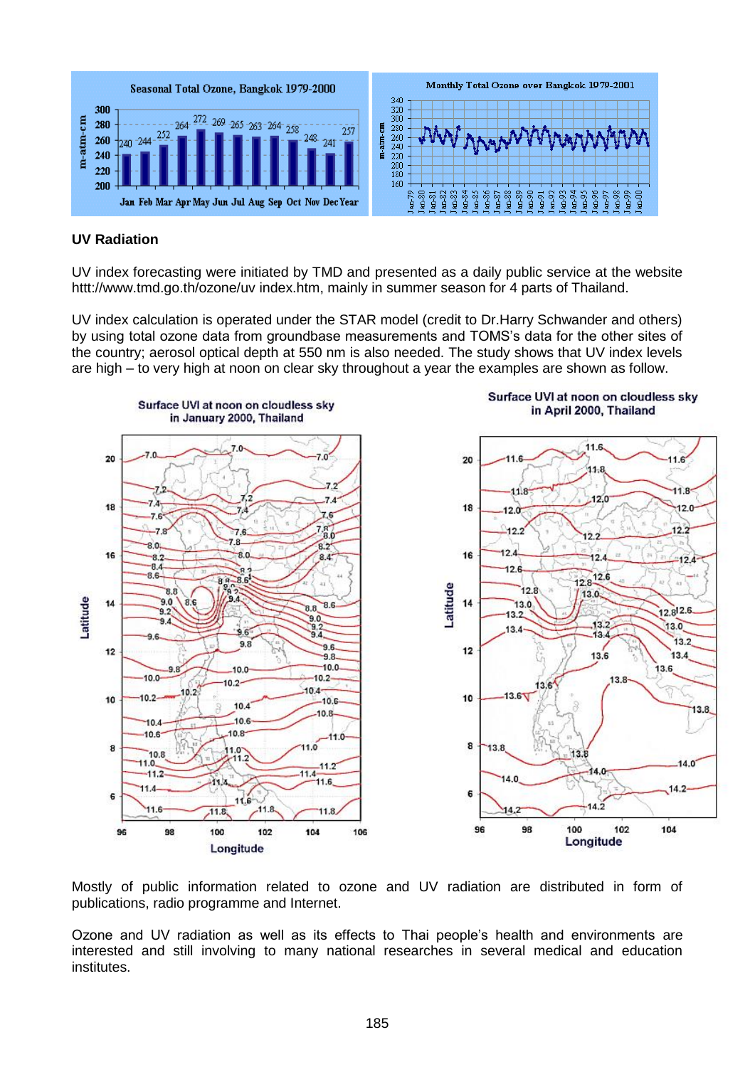## UV Radiation

UV index forecasting were initiated by TMD and presented as a daily public service at the website httt://www.tmd.go.th/ozone/uv index.htm, mainly in summer season for 4 parts of Thailand.

UV index calculation is operated under the STAR model (credit to Dr.Harry Schwander and others) by using total ozone data from groundbase measurements and TOMS's data for the other sites of the country; aerosol optical depth at 550 nm is also needed. The study shows that UV index levels are high – to very high at noon on clear sky throughout a year the examples are shown as follow.

Mostly of public information related to ozone and UV radiation are distributed in form of publications, radio programme and Internet.

Ozone and UV radiation as well as its effects to Thai people's health and environments are interested and still involving to many national researches in several medical and education institutes.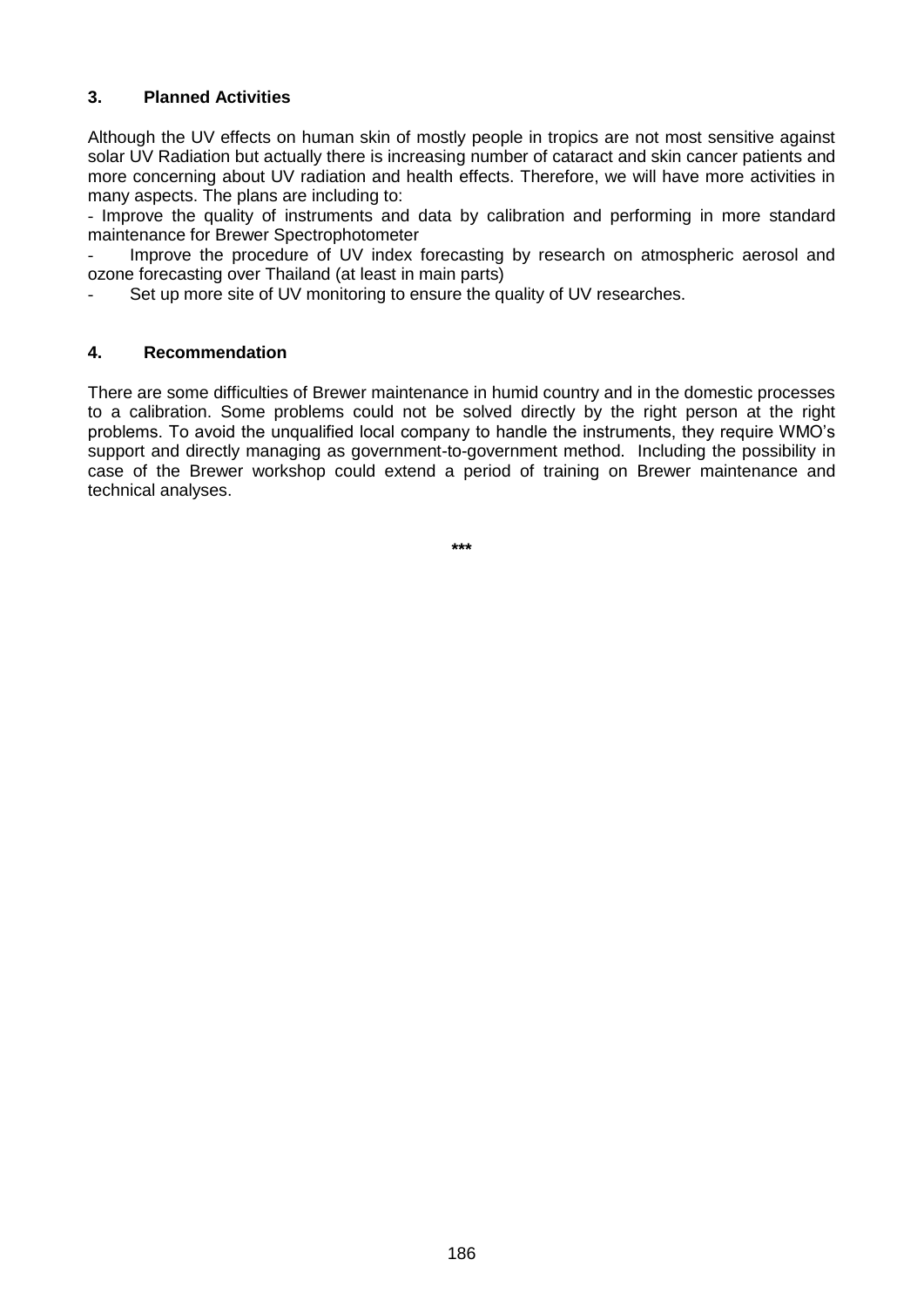## 3. Planned Activities

Although the UV effects on human skin of mostly people in tropics are not most sensitive against solar UV Radiation but actually there is increasing number of cataract and skin cancer patients and more concerning about UV radiation and health effects. Therefore, we will have more activities in many aspects. The plans are including to:

- Improve the quality of instruments and data by calibration and performing in more standard maintenance for Brewer Spectrophotometer
- Improve the procedure of UV index forecasting by research on atmospheric aerosol and ozone forecasting over Thailand (at least in main parts)
- Set up more site of UV monitoring to ensure the quality of UV researches.

## 4. Recommendation

There are some difficulties of Brewer maintenance in humid country and in the domestic processes to a calibration. Some problems could not be solved directly by the right person at the right problems. To avoid the unqualified local company to handle the instruments, they require WMO's support and directly managing as government-to-government method. Including the possibility in case of the Brewer workshop could extend a period of training on Brewer maintenance and technical analyses.

***